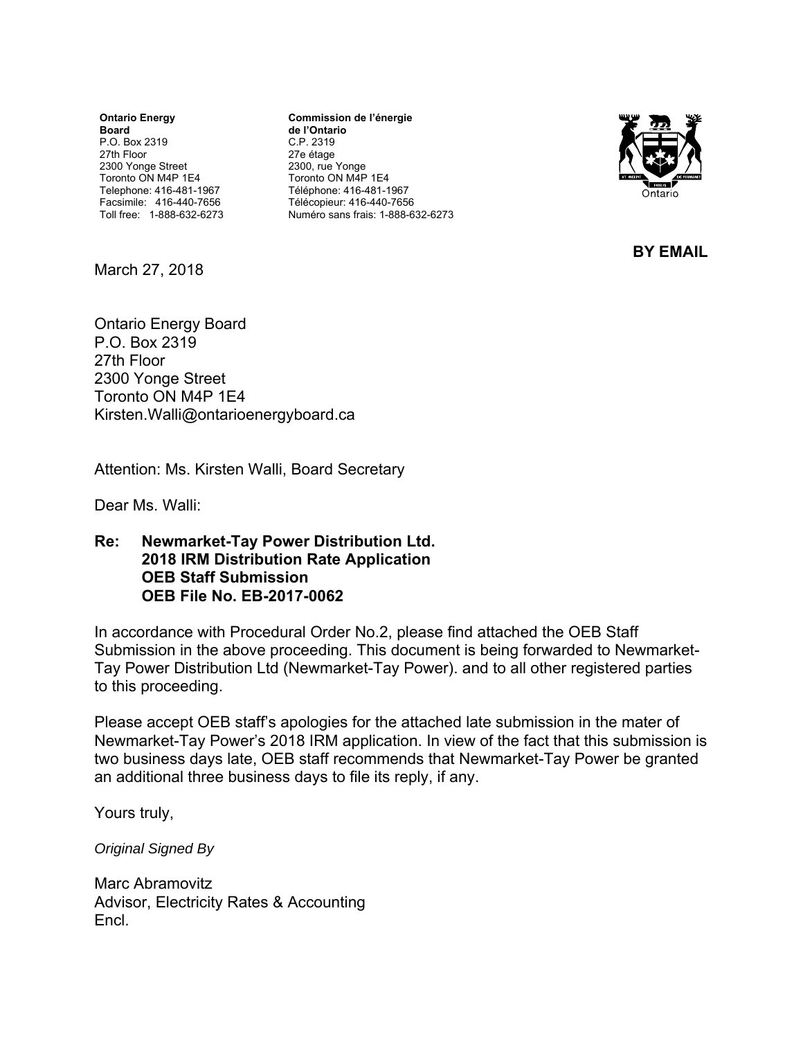**Ontario Energy Board**
P.O. Box 2319
27th Floor
2300 Yonge Street
Toronto ON M4P 1E4
Telephone: 416-481-1967
Facsimile: 416-440-7656
Toll free: 1-888-632-6273

**Commission de l'énergie de l'Ontario**
C.P. 2319
27e étage
2300, rue Yonge
Toronto ON M4P 1E4
Téléphone: 416-481-1967
Télécopieur: 416-440-7656
Numéro sans frais: 1-888-632-6273

**BY EMAIL**

March 27, 2018

Ontario Energy Board
P.O. Box 2319
27th Floor
2300 Yonge Street
Toronto ON M4P 1E4
Kirsten.Walli@ontarioenergyboard.ca

Attention: Ms. Kirsten Walli, Board Secretary

Dear Ms. Walli:

**Re: Newmarket-Tay Power Distribution Ltd.**
**2018 IRM Distribution Rate Application**
**OEB Staff Submission**
**OEB File No. EB-2017-0062**

In accordance with Procedural Order No.2, please find attached the OEB Staff Submission in the above proceeding. This document is being forwarded to Newmarket-Tay Power Distribution Ltd (Newmarket-Tay Power). and to all other registered parties to this proceeding.

Please accept OEB staff's apologies for the attached late submission in the mater of Newmarket-Tay Power's 2018 IRM application. In view of the fact that this submission is two business days late, OEB staff recommends that Newmarket-Tay Power be granted an additional three business days to file its reply, if any.

Yours truly,

*Original Signed By*

Marc Abramovitz
Advisor, Electricity Rates & Accounting
Encl.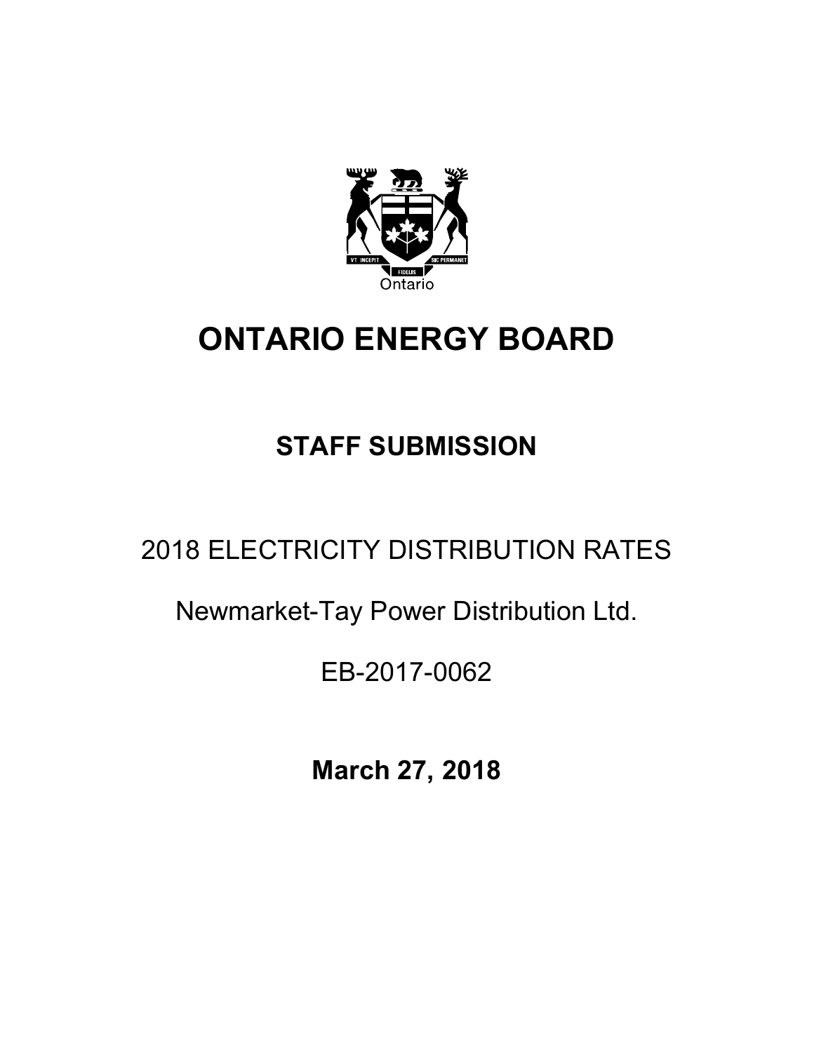# ONTARIO ENERGY BOARD

## STAFF SUBMISSION

2018 ELECTRICITY DISTRIBUTION RATES

Newmarket-Tay Power Distribution Ltd.

EB-2017-0062

**March 27, 2018**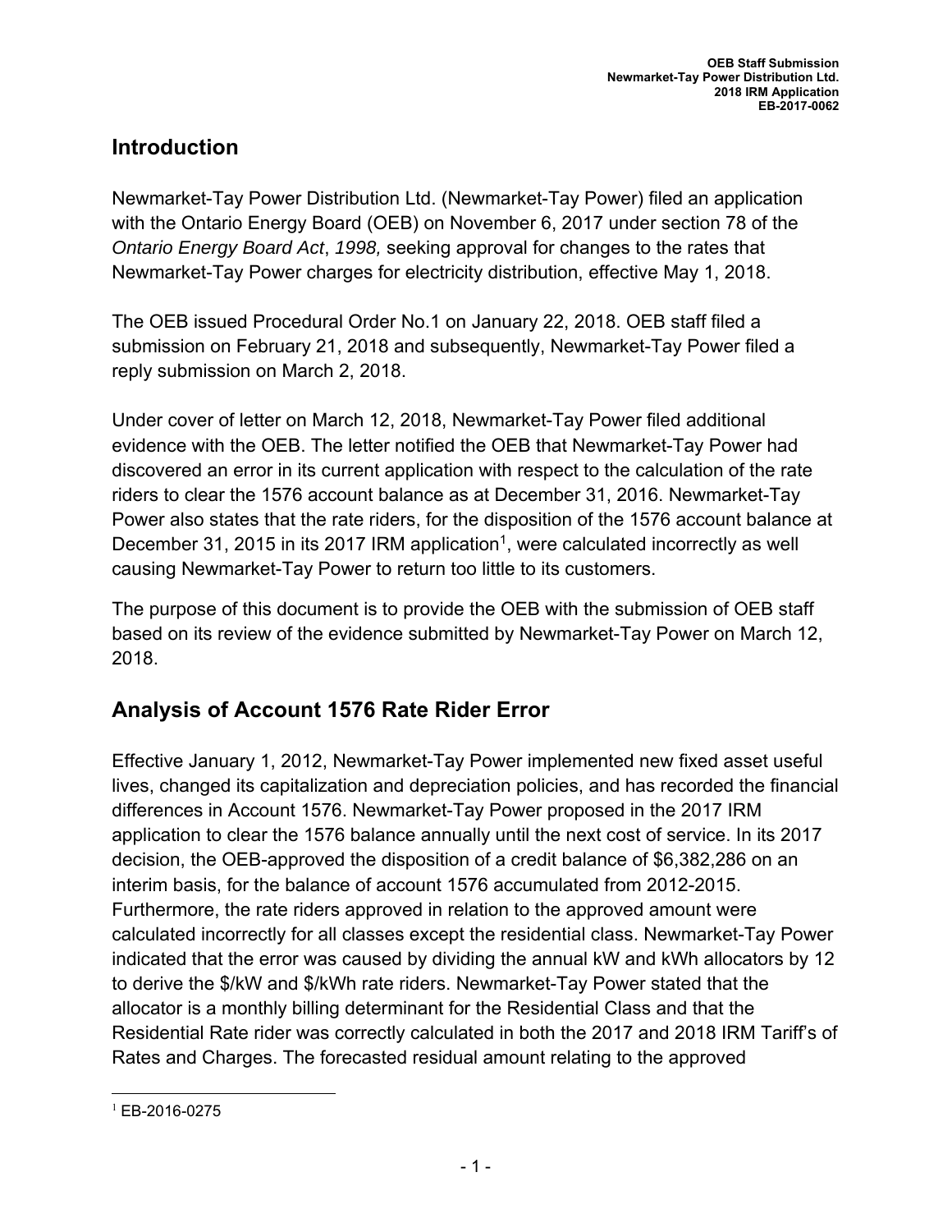## Introduction

Newmarket-Tay Power Distribution Ltd. (Newmarket-Tay Power) filed an application with the Ontario Energy Board (OEB) on November 6, 2017 under section 78 of the *Ontario Energy Board Act*, *1998,* seeking approval for changes to the rates that Newmarket-Tay Power charges for electricity distribution, effective May 1, 2018.

The OEB issued Procedural Order No.1 on January 22, 2018. OEB staff filed a submission on February 21, 2018 and subsequently, Newmarket-Tay Power filed a reply submission on March 2, 2018.

Under cover of letter on March 12, 2018, Newmarket-Tay Power filed additional evidence with the OEB. The letter notified the OEB that Newmarket-Tay Power had discovered an error in its current application with respect to the calculation of the rate riders to clear the 1576 account balance as at December 31, 2016. Newmarket-Tay Power also states that the rate riders, for the disposition of the 1576 account balance at December 31, 2015 in its 2017 IRM application[1], were calculated incorrectly as well causing Newmarket-Tay Power to return too little to its customers.

The purpose of this document is to provide the OEB with the submission of OEB staff based on its review of the evidence submitted by Newmarket-Tay Power on March 12, 2018.

## Analysis of Account 1576 Rate Rider Error

Effective January 1, 2012, Newmarket-Tay Power implemented new fixed asset useful lives, changed its capitalization and depreciation policies, and has recorded the financial differences in Account 1576. Newmarket-Tay Power proposed in the 2017 IRM application to clear the 1576 balance annually until the next cost of service. In its 2017 decision, the OEB-approved the disposition of a credit balance of $6,382,286 on an interim basis, for the balance of account 1576 accumulated from 2012-2015. Furthermore, the rate riders approved in relation to the approved amount were calculated incorrectly for all classes except the residential class. Newmarket-Tay Power indicated that the error was caused by dividing the annual kW and kWh allocators by 12 to derive the $/kW and $/kWh rate riders. Newmarket-Tay Power stated that the allocator is a monthly billing determinant for the Residential Class and that the Residential Rate rider was correctly calculated in both the 2017 and 2018 IRM Tariff's of Rates and Charges. The forecasted residual amount relating to the approved

[1] EB-2016-0275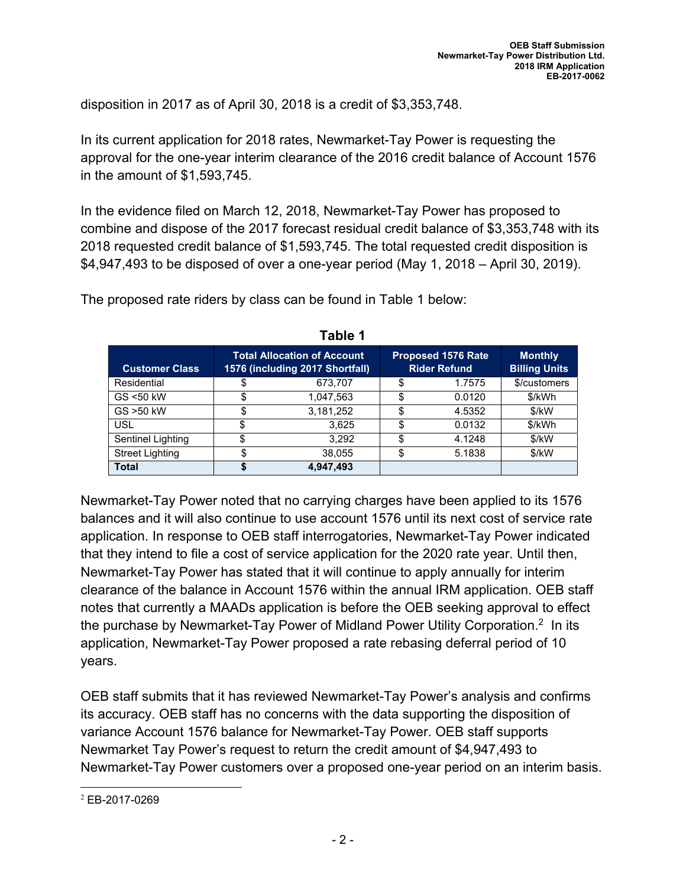disposition in 2017 as of April 30, 2018 is a credit of $3,353,748.

In its current application for 2018 rates, Newmarket-Tay Power is requesting the approval for the one-year interim clearance of the 2016 credit balance of Account 1576 in the amount of $1,593,745.

In the evidence filed on March 12, 2018, Newmarket-Tay Power has proposed to combine and dispose of the 2017 forecast residual credit balance of $3,353,748 with its 2018 requested credit balance of $1,593,745. The total requested credit disposition is $4,947,493 to be disposed of over a one-year period (May 1, 2018 – April 30, 2019).

The proposed rate riders by class can be found in Table 1 below:

**Table 1**

| Customer Class | Total Allocation of Account 1576 (including 2017 Shortfall) | Proposed 1576 Rate Rider Refund | Monthly Billing Units |
|---|---|---|---|
| Residential | $ 673,707 | $ 1.7575 | $/customers |
| GS <50 kW | $ 1,047,563 | $ 0.0120 | $/kWh |
| GS >50 kW | $ 3,181,252 | $ 4.5352 | $/kW |
| USL | $ 3,625 | $ 0.0132 | $/kWh |
| Sentinel Lighting | $ 3,292 | $ 4.1248 | $/kW |
| Street Lighting | $ 38,055 | $ 5.1838 | $/kW |
| **Total** | **$ 4,947,493** | | |

Newmarket-Tay Power noted that no carrying charges have been applied to its 1576 balances and it will also continue to use account 1576 until its next cost of service rate application. In response to OEB staff interrogatories, Newmarket-Tay Power indicated that they intend to file a cost of service application for the 2020 rate year. Until then, Newmarket-Tay Power has stated that it will continue to apply annually for interim clearance of the balance in Account 1576 within the annual IRM application. OEB staff notes that currently a MAADs application is before the OEB seeking approval to effect the purchase by Newmarket-Tay Power of Midland Power Utility Corporation.[2] In its application, Newmarket-Tay Power proposed a rate rebasing deferral period of 10 years.

OEB staff submits that it has reviewed Newmarket-Tay Power's analysis and confirms its accuracy. OEB staff has no concerns with the data supporting the disposition of variance Account 1576 balance for Newmarket-Tay Power. OEB staff supports Newmarket Tay Power's request to return the credit amount of $4,947,493 to Newmarket-Tay Power customers over a proposed one-year period on an interim basis.

[2] EB-2017-0269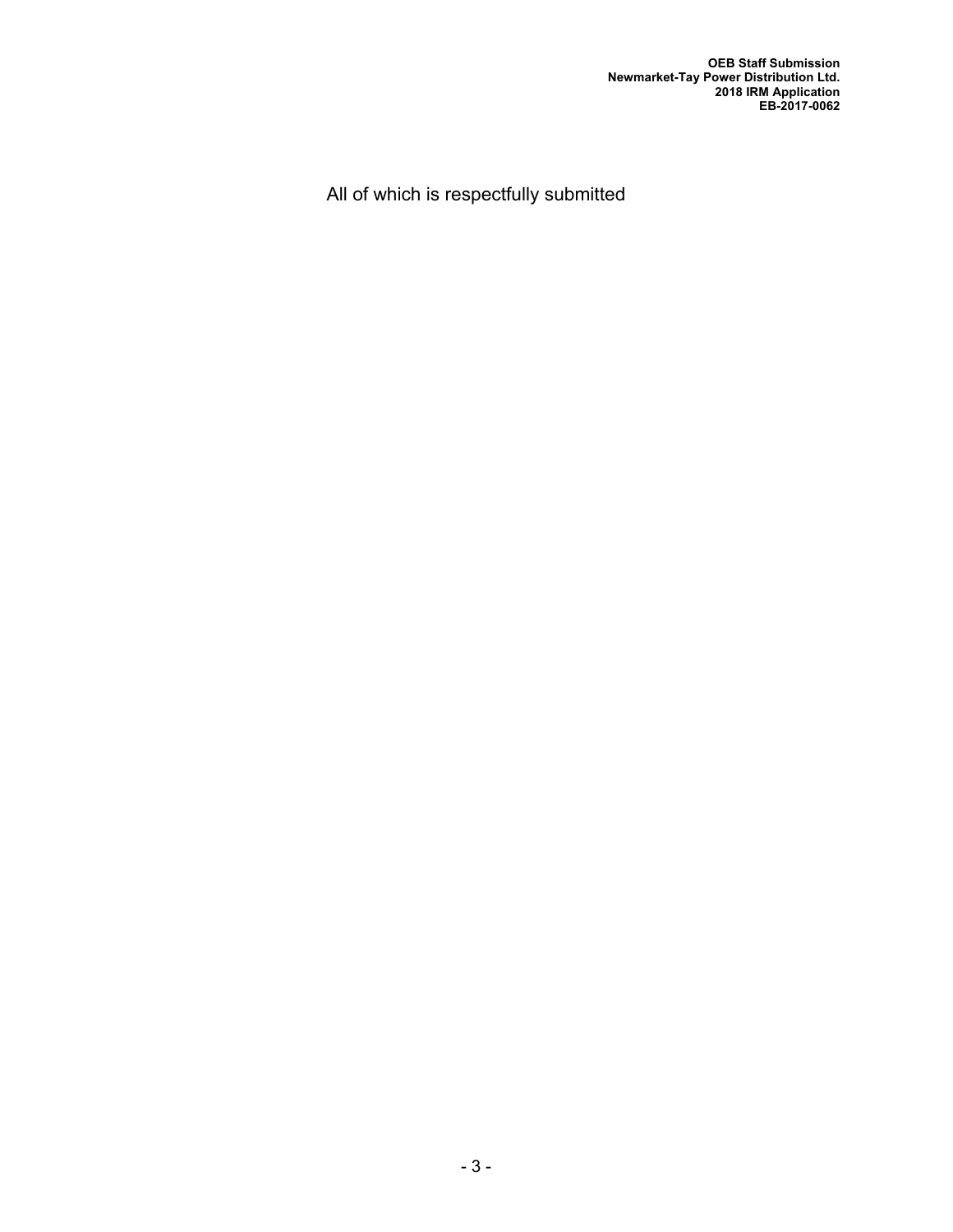All of which is respectfully submitted